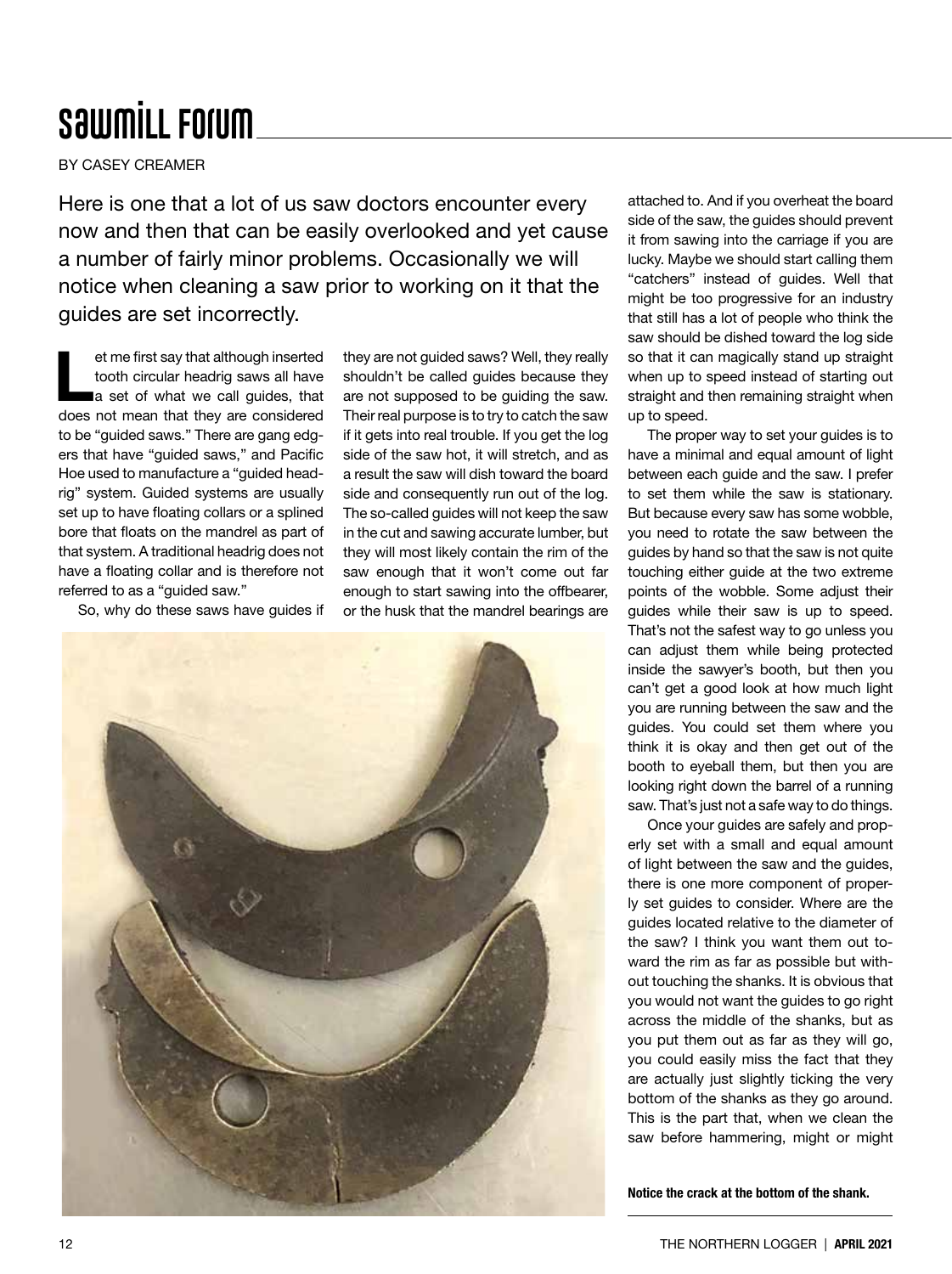# Sawmill Forum

BY CASEY CREAMER

Here is one that a lot of us saw doctors encounter every now and then that can be easily overlooked and yet cause a number of fairly minor problems. Occasionally we will notice when cleaning a saw prior to working on it that the guides are set incorrectly.

Let me first say that although inserted tooth circular headrig saws all have a set of what we call guides, that does not mean that they are considered to be "guided saws." There are gang edgers that have "guided saws," and Pacific Hoe used to manufacture a "guided headrig" system. Guided systems are usually set up to have floating collars or a splined bore that floats on the mandrel as part of that system. A traditional headrig does not have a floating collar and is therefore not referred to as a "guided saw."

So, why do these saws have guides if they are not guided saws? Well, they really shouldn't be called guides because they are not supposed to be guiding the saw. Their real purpose is to try to catch the saw if it gets into real trouble. If you get the log side of the saw hot, it will stretch, and as a result the saw will dish toward the board side and consequently run out of the log. The so-called guides will not keep the saw in the cut and sawing accurate lumber, but they will most likely contain the rim of the saw enough that it won't come out far enough to start sawing into the offbearer, or the husk that the mandrel bearings are attached to. And if you overheat the board side of the saw, the guides should prevent it from sawing into the carriage if you are lucky. Maybe we should start calling them "catchers" instead of guides. Well that might be too progressive for an industry that still has a lot of people who think the saw should be dished toward the log side so that it can magically stand up straight when up to speed instead of starting out straight and then remaining straight when up to speed.

The proper way to set your guides is to have a minimal and equal amount of light between each guide and the saw. I prefer to set them while the saw is stationary. But because every saw has some wobble, you need to rotate the saw between the guides by hand so that the saw is not quite touching either guide at the two extreme points of the wobble. Some adjust their guides while their saw is up to speed. That's not the safest way to go unless you can adjust them while being protected inside the sawyer's booth, but then you can't get a good look at how much light you are running between the saw and the guides. You could set them where you think it is okay and then get out of the booth to eyeball them, but then you are looking right down the barrel of a running saw. That's just not a safe way to do things.

Once your guides are safely and properly set with a small and equal amount of light between the saw and the guides, there is one more component of properly set guides to consider. Where are the guides located relative to the diameter of the saw? I think you want them out toward the rim as far as possible but without touching the shanks. It is obvious that you would not want the guides to go right across the middle of the shanks, but as you put them out as far as they will go, you could easily miss the fact that they are actually just slightly ticking the very bottom of the shanks as they go around. This is the part that, when we clean the saw before hammering, might or might

**Notice the crack at the bottom of the shank.**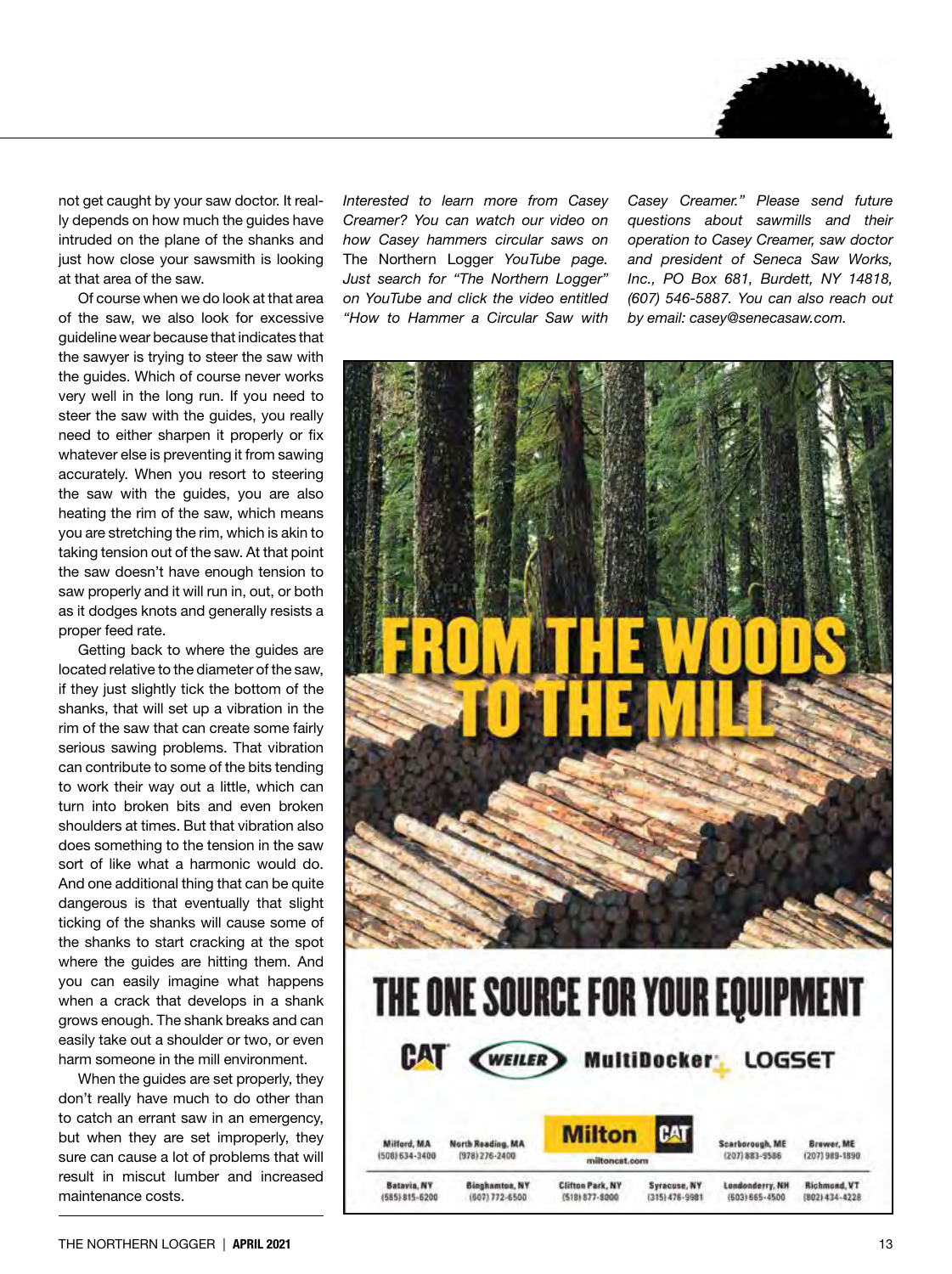not get caught by your saw doctor. It really depends on how much the guides have intruded on the plane of the shanks and just how close your sawsmith is looking at that area of the saw.

Of course when we do look at that area of the saw, we also look for excessive guideline wear because that indicates that the sawyer is trying to steer the saw with the guides. Which of course never works very well in the long run. If you need to steer the saw with the guides, you really need to either sharpen it properly or fix whatever else is preventing it from sawing accurately. When you resort to steering the saw with the guides, you are also heating the rim of the saw, which means you are stretching the rim, which is akin to taking tension out of the saw. At that point the saw doesn't have enough tension to saw properly and it will run in, out, or both as it dodges knots and generally resists a proper feed rate.

Getting back to where the guides are located relative to the diameter of the saw, if they just slightly tick the bottom of the shanks, that will set up a vibration in the rim of the saw that can create some fairly serious sawing problems. That vibration can contribute to some of the bits tending to work their way out a little, which can turn into broken bits and even broken shoulders at times. But that vibration also does something to the tension in the saw sort of like what a harmonic would do. And one additional thing that can be quite dangerous is that eventually that slight ticking of the shanks will cause some of the shanks to start cracking at the spot where the guides are hitting them. And you can easily imagine what happens when a crack that develops in a shank grows enough. The shank breaks and can easily take out a shoulder or two, or even harm someone in the mill environment.

When the guides are set properly, they don't really have much to do other than to catch an errant saw in an emergency, but when they are set improperly, they sure can cause a lot of problems that will result in miscut lumber and increased maintenance costs.

*Interested to learn more from Casey Creamer? You can watch our video on how Casey hammers circular saws on* The Northern Logger *YouTube page. Just search for "The Northern Logger" on YouTube and click the video entitled "How to Hammer a Circular Saw with Casey Creamer." Please send future questions about sawmills and their operation to Casey Creamer, saw doctor and president of Seneca Saw Works, Inc., PO Box 681, Burdett, NY 14818, (607) 546-5887. You can also reach out by email: casey@senecasaw.com.*

FROM THE WOODS TO THE MILL

THE ONE SOURCE FOR YOUR EQUIPMENT

CAT WEILER MultiDocker LOGSET

Milton CAT miltoncat.com

Milford, MA (508) 634-3400 | North Reading, MA (978) 276-2400 | Scarborough, ME (207) 883-9586 | Brewer, ME (207) 989-1890

Batavia, NY (585) 815-6200 | Binghamton, NY (607) 772-6500 | Clifton Park, NY (518) 877-8000 | Syracuse, NY (315) 476-9981 | Londonderry, NH (603) 665-4500 | Richmond, VT (802) 434-4228